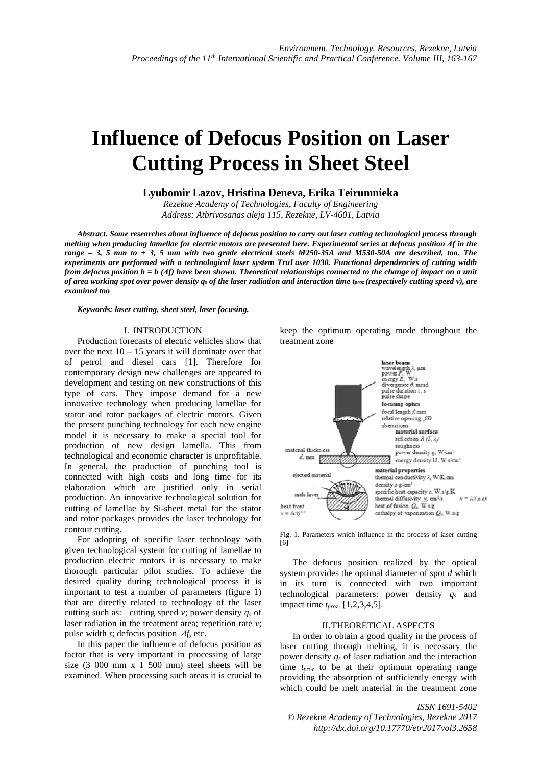# Influence of Defocus Position on Laser Cutting Process in Sheet Steel

**Lyubomir Lazov, Hristina Deneva, Erika Teirumnieka**

*Rezekne Academy of Technologies, Faculty of Engineering*
*Address: Atbrivosanas aleja 115, Rezekne, LV-4601, Latvia*

***Abstract.** Some researches about influence of defocus position to carry out laser cutting technological process through melting when producing lamellae for electric motors are presented here. Experimental series at defocus position $\Delta f$ in the range – 3, 5 mm to + 3, 5 mm with two grade electrical steels M250-35A and M530-50A are described, too. The experiments are performed with a technological laser system TruLaser 1030. Functional dependencies of cutting width from defocus position $b = b(\Delta f)$ have been shown. Theoretical relationships connected to the change of impact on a unit of area working spot over power density $q_s$ of the laser radiation and interaction time $t_{proz}$ (respectively cutting speed v), are examined too*

***Keywords:** laser cutting, sheet steel, laser focusing.*

## I. INTRODUCTION

Production forecasts of electric vehicles show that over the next 10 – 15 years it will dominate over that of petrol and diesel cars [1]. Therefore for contemporary design new challenges are appeared to development and testing on new constructions of this type of cars. They impose demand for a new innovative technology when producing lamellae for stator and rotor packages of electric motors. Given the present punching technology for each new engine model it is necessary to make a special tool for production of new design lamella. This from technological and economic character is unprofitable. In general, the production of punching tool is connected with high costs and long time for its elaboration which are justified only in serial production. An innovative technological solution for cutting of lamellae by Si-sheet metal for the stator and rotor packages provides the laser technology for contour cutting.

For adopting of specific laser technology with given technological system for cutting of lamellae to production electric motors it is necessary to make thorough particular pilot studies. To achieve the desired quality during technological process it is important to test a number of parameters (figure 1) that are directly related to technology of the laser cutting such as: cutting speed $v$; power density $q_s$ of laser radiation in the treatment area; repetition rate $v$; pulse width $\tau$; defocus position $\Delta f$, etc.

In this paper the influence of defocus position as factor that is very important in processing of large size (3 000 mm x 1 500 mm) steel sheets will be examined. When processing such areas it is crucial to keep the optimum operating mode throughout the treatment zone

Fig. 1. Parameters which influence in the process of laser cutting [6]

The defocus position realized by the optical system provides the optimal diameter of spot $d$ which in its turn is connected with two important technological parameters: power density $q_s$ and impact time $t_{proz}$. [1,2,3,4,5].

## II. THEORETICAL ASPECTS

In order to obtain a good quality in the process of laser cutting through melting, it is necessary the power density $q_s$ of laser radiation and the interaction time $t_{proz}$ to be at their optimum operating range providing the absorption of sufficiently energy with which could be melt material in the treatment zone

ISSN 1691-5402
© Rezekne Academy of Technologies, Rezekne 2017
http://dx.doi.org/10.17770/etr2017vol3.2658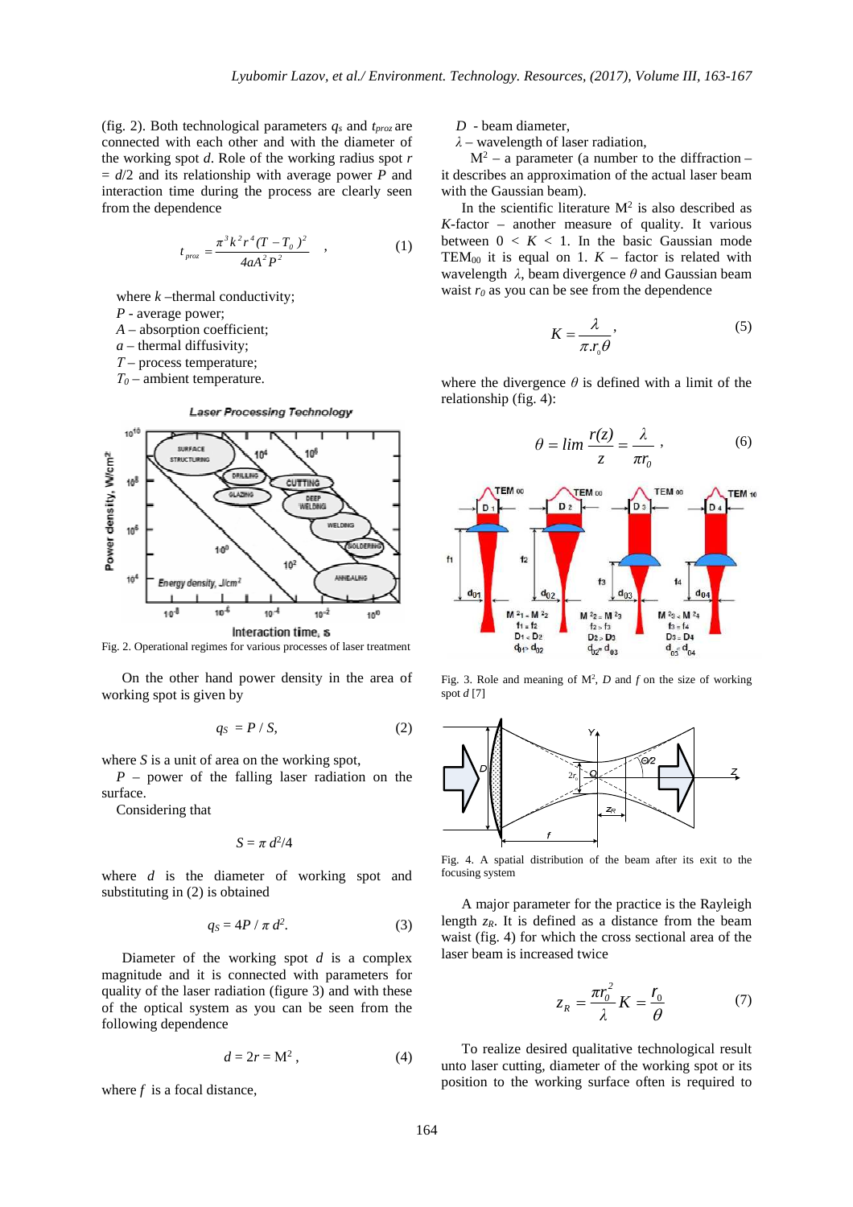(fig. 2). Both technological parameters $q_s$ and $t_{proz}$ are connected with each other and with the diameter of the working spot $d$. Role of the working radius spot $r = d/2$ and its relationship with average power $P$ and interaction time during the process are clearly seen from the dependence

$$t_{proz} = \frac{\pi^3 k^2 r^4 (T - T_0)^2}{4aA^2 P^2} \quad , \tag{1}$$

where $k$ –thermal conductivity;
$P$ - average power;
$A$ – absorption coefficient;
$a$ – thermal diffusivity;
$T$ – process temperature;
$T_0$ – ambient temperature.

Fig. 2. Operational regimes for various processes of laser treatment

On the other hand power density in the area of working spot is given by

$$q_S = P / S, \tag{2}$$

where $S$ is a unit of area on the working spot,
$P$ – power of the falling laser radiation on the surface.
Considering that

$$S = \pi d^2/4$$

where $d$ is the diameter of working spot and substituting in (2) is obtained

$$q_S = 4P / \pi d^2. \tag{3}$$

Diameter of the working spot $d$ is a complex magnitude and it is connected with parameters for quality of the laser radiation (figure 3) and with these of the optical system as you can be seen from the following dependence

$$d = 2r = M^2 , \tag{4}$$

where $f$ is a focal distance,
$D$ - beam diameter,
$\lambda$ – wavelength of laser radiation,
$M^2$ – a parameter (a number to the diffraction – it describes an approximation of the actual laser beam with the Gaussian beam).

In the scientific literature $M^2$ is also described as $K$-factor – another measure of quality. It various between $0 < K < 1$. In the basic Gaussian mode $TEM_{00}$ it is equal on 1. $K$ – factor is related with wavelength $\lambda$, beam divergence $\theta$ and Gaussian beam waist $r_0$ as you can be see from the dependence

$$K = \frac{\lambda}{\pi . r_0 \theta}, \tag{5}$$

where the divergence $\theta$ is defined with a limit of the relationship (fig. 4):

$$\theta = lim \frac{r(z)}{z} = \frac{\lambda}{\pi r_0} , \tag{6}$$

Fig. 3. Role and meaning of $M^2$, $D$ and $f$ on the size of working spot $d$ [7]

Fig. 4. A spatial distribution of the beam after its exit to the focusing system

A major parameter for the practice is the Rayleigh length $z_R$. It is defined as a distance from the beam waist (fig. 4) for which the cross sectional area of the laser beam is increased twice

$$z_R = \frac{\pi r_0^2}{\lambda} K = \frac{r_0}{\theta} \tag{7}$$

To realize desired qualitative technological result unto laser cutting, diameter of the working spot or its position to the working surface often is required to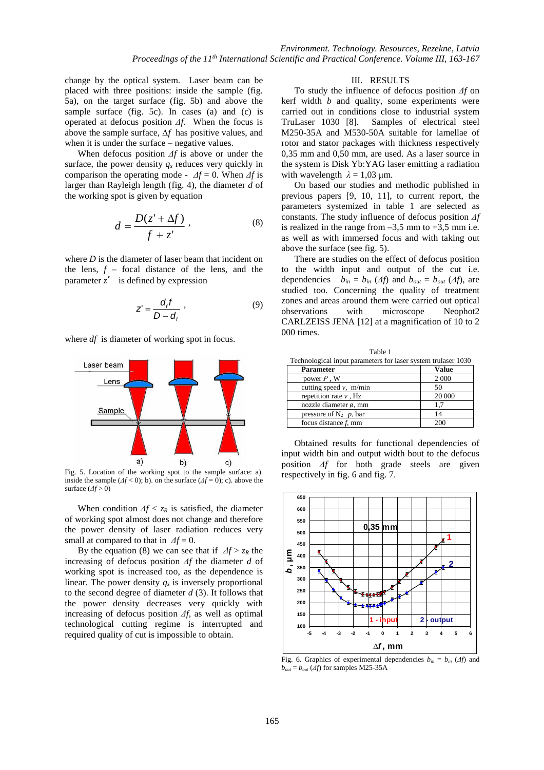change by the optical system. Laser beam can be placed with three positions: inside the sample (fig. 5a), on the target surface (fig. 5b) and above the sample surface (fig. 5c). In cases (a) and (c) is operated at defocus position $\Delta f$. When the focus is above the sample surface, $\Delta f$ has positive values, and when it is under the surface – negative values.

When defocus position $\Delta f$ is above or under the surface, the power density $q_s$ reduces very quickly in comparison the operating mode - $\Delta f = 0$. When $\Delta f$ is larger than Rayleigh length (fig. 4), the diameter $d$ of the working spot is given by equation

$$d = \frac{D(z' + \Delta f)}{f + z'} , \tag{8}$$

where $D$ is the diameter of laser beam that incident on the lens, $f$ – focal distance of the lens, and the parameter $z'$ is defined by expression

$$z' = \frac{d_f f}{D - d_f} , \tag{9}$$

where $df$ is diameter of working spot in focus.

Fig. 5. Location of the working spot to the sample surface: a). inside the sample ($\Delta f < 0$); b). on the surface ($\Delta f = 0$); c). above the surface ($\Delta f > 0$)

When condition $\Delta f < z_R$ is satisfied, the diameter of working spot almost does not change and therefore the power density of laser radiation reduces very small at compared to that in $\Delta f = 0$.

By the equation (8) we can see that if $\Delta f > z_R$ the increasing of defocus position $\Delta f$ the diameter $d$ of working spot is increased too, as the dependence is linear. The power density $q_s$ is inversely proportional to the second degree of diameter $d$ (3). It follows that the power density decreases very quickly with increasing of defocus position $\Delta f$, as well as optimal technological cutting regime is interrupted and required quality of cut is impossible to obtain.

## III. RESULTS

To study the influence of defocus position $\Delta f$ on kerf width $b$ and quality, some experiments were carried out in conditions close to industrial system TruLaser 1030 [8]. Samples of electrical steel M250-35A and M530-50A suitable for lamellae of rotor and stator packages with thickness respectively 0,35 mm and 0,50 mm, are used. As a laser source in the system is Disk Yb:YAG laser emitting a radiation with wavelength $\lambda = 1{,}03$ µm.

On based our studies and methodic published in previous papers [9, 10, 11], to current report, the parameters systemized in table 1 are selected as constants. The study influence of defocus position $\Delta f$ is realized in the range from –3,5 mm to +3,5 mm i.e. as well as with immersed focus and with taking out above the surface (see fig. 5).

There are studies on the effect of defocus position to the width input and output of the cut i.e. dependencies $b_{in} = b_{in}(\Delta f)$ and $b_{out} = b_{out}(\Delta f)$, are studied too. Concerning the quality of treatment zones and areas around them were carried out optical observations with microscope Neophot2 CARLZEISS JENA [12] at a magnification of 10 to 2 000 times.

Table 1

Technological input parameters for laser system trulaser 1030

| Parameter | Value |
|---|---|
| power $P$ , W | 2 000 |
| cutting speed $v$, m/min | 50 |
| repetition rate $\nu$ , Hz | 20 000 |
| nozzle diameter ø, mm | 1,7 |
| pressure of $N_2$ $p$, bar | 14 |
| focus distance $f$, mm | 200 |

Obtained results for functional dependencies of input width bin and output width bout to the defocus position $\Delta f$ for both grade steels are given respectively in fig. 6 and fig. 7.

Fig. 6. Graphics of experimental dependencies $b_{in} = b_{in}(\Delta f)$ and $b_{out} = b_{out}(\Delta f)$ for samples M25-35A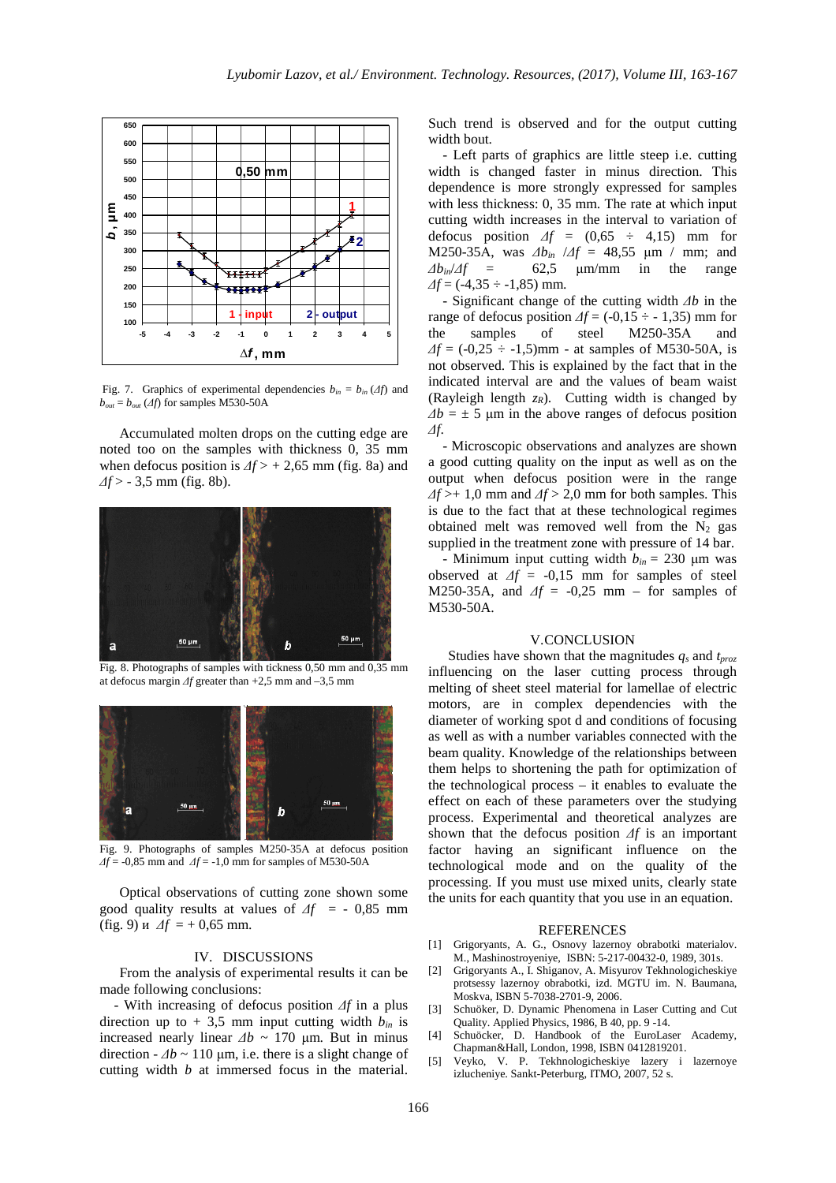Fig. 7. Graphics of experimental dependencies $b_{in} = b_{in} (\Delta f)$ and $b_{out} = b_{out} (\Delta f)$ for samples M530-50A

Accumulated molten drops on the cutting edge are noted too on the samples with thickness 0, 35 mm when defocus position is $\Delta f > + 2{,}65$ mm (fig. 8a) and $\Delta f > - 3{,}5$ mm (fig. 8b).

Fig. 8. Photographs of samples with tickness 0,50 mm and 0,35 mm at defocus margin $\Delta f$ greater than +2,5 mm and –3,5 mm

Fig. 9. Photographs of samples M250-35A at defocus position $\Delta f$ = -0,85 mm and $\Delta f$ = -1,0 mm for samples of M530-50A

Optical observations of cutting zone shown some good quality results at values of $\Delta f$ = - 0,85 mm (fig. 9) и $\Delta f$ = + 0,65 mm.

## IV. DISCUSSIONS

From the analysis of experimental results it can be made following conclusions:

- With increasing of defocus position $\Delta f$ in a plus direction up to + 3,5 mm input cutting width $b_{in}$ is increased nearly linear $\Delta b$ ~ 170 μm. But in minus direction - $\Delta b$ ~ 110 μm, i.e. there is a slight change of cutting width $b$ at immersed focus in the material. Such trend is observed and for the output cutting width bout.

- Left parts of graphics are little steep i.e. cutting width is changed faster in minus direction. This dependence is more strongly expressed for samples with less thickness: 0, 35 mm. The rate at which input cutting width increases in the interval to variation of defocus position $\Delta f$ = (0,65 ÷ 4,15) mm for M250-35A, was $\Delta b_{in} / \Delta f$ = 48,55 μm / mm; and $\Delta b_{in} / \Delta f$ = 62,5 μm/mm in the range $\Delta f$ = (-4,35 ÷ -1,85) mm.

- Significant change of the cutting width $\Delta b$ in the range of defocus position $\Delta f$ = (-0,15 ÷ - 1,35) mm for the samples of steel M250-35A and $\Delta f$ = (-0,25 ÷ -1,5)mm - at samples of M530-50A, is not observed. This is explained by the fact that in the indicated interval are and the values of beam waist (Rayleigh length $z_R$). Cutting width is changed by $\Delta b$ = ± 5 μm in the above ranges of defocus position $\Delta f$.

- Microscopic observations and analyzes are shown a good cutting quality on the input as well as on the output when defocus position were in the range $\Delta f$ >+ 1,0 mm and $\Delta f$ > 2,0 mm for both samples. This is due to the fact that at these technological regimes obtained melt was removed well from the $N_2$ gas supplied in the treatment zone with pressure of 14 bar.

- Minimum input cutting width $b_{in}$ = 230 μm was observed at $\Delta f$ = -0,15 mm for samples of steel M250-35A, and $\Delta f$ = -0,25 mm – for samples of M530-50A.

## V. CONCLUSION

Studies have shown that the magnitudes $q_s$ and $t_{proz}$ influencing on the laser cutting process through melting of sheet steel material for lamellae of electric motors, are in complex dependencies with the diameter of working spot d and conditions of focusing as well as with a number variables connected with the beam quality. Knowledge of the relationships between them helps to shortening the path for optimization of the technological process – it enables to evaluate the effect on each of these parameters over the studying process. Experimental and theoretical analyzes are shown that the defocus position $\Delta f$ is an important factor having an significant influence on the technological mode and on the quality of the processing. If you must use mixed units, clearly state the units for each quantity that you use in an equation.

## REFERENCES

[1] Grigoryants, A. G., Osnovy lazernoy obrabotki materialov. M., Mashinostroyeniye, ISBN: 5-217-00432-0, 1989, 301s.

[2] Grigoryants A., I. Shiganov, A. Misyurov Tekhnologicheskiye protsessy lazernoy obrabotki, izd. MGTU im. N. Baumana, Moskva, ISBN 5-7038-2701-9, 2006.

[3] Schuöker, D. Dynamic Phenomena in Laser Cutting and Cut Quality. Applied Physics, 1986, B 40, pp. 9 -14.

[4] Schuöcker, D. Handbook of the EuroLaser Academy, Chapman&Hall, London, 1998, ISBN 0412819201.

[5] Veyko, V. P. Tekhnologicheskiye lazery i lazernoye izlucheniye. Sankt-Peterburg, ITMO, 2007, 52 s.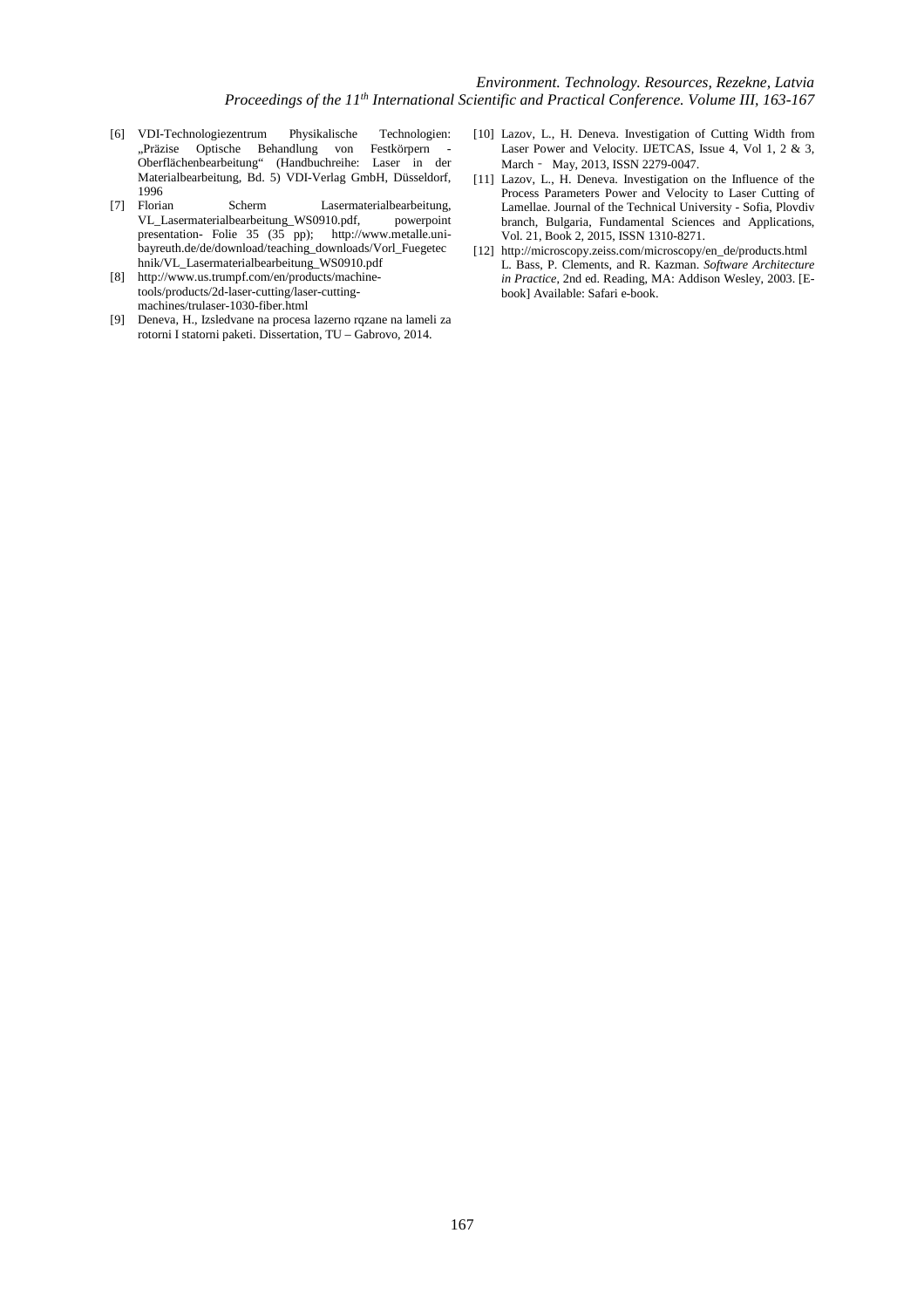[6] VDI-Technologiezentrum Physikalische Technologien: „Präzise Optische Behandlung von Festkörpern - Oberflächenbearbeitung" (Handbuchreihe: Laser in der Materialbearbeitung, Bd. 5) VDI-Verlag GmbH, Düsseldorf, 1996

[7] Florian Scherm Lasermaterialbearbeitung, VL_Lasermaterialbearbeitung_WS0910.pdf, powerpoint presentation- Folie 35 (35 pp); http://www.metalle.uni-bayreuth.de/de/download/teaching_downloads/Vorl_Fuegetechnik/VL_Lasermaterialbearbeitung_WS0910.pdf

[8] http://www.us.trumpf.com/en/products/machine-tools/products/2d-laser-cutting/laser-cutting-machines/trulaser-1030-fiber.html

[9] Deneva, H., Izsledvane na procesa lazerno rqzane na lameli za rotorni I statorni paketi. Dissertation, TU – Gabrovo, 2014.

[10] Lazov, L., H. Deneva. Investigation of Cutting Width from Laser Power and Velocity. IJETCAS, Issue 4, Vol 1, 2 & 3, March ‑ May, 2013, ISSN 2279-0047.

[11] Lazov, L., H. Deneva. Investigation on the Influence of the Process Parameters Power and Velocity to Laser Cutting of Lamellae. Journal of the Technical University - Sofia, Plovdiv branch, Bulgaria, Fundamental Sciences and Applications, Vol. 21, Book 2, 2015, ISSN 1310-8271.

[12] http://microscopy.zeiss.com/microscopy/en_de/products.html
L. Bass, P. Clements, and R. Kazman. *Software Architecture in Practice*, 2nd ed. Reading, MA: Addison Wesley, 2003. [E-book] Available: Safari e-book.